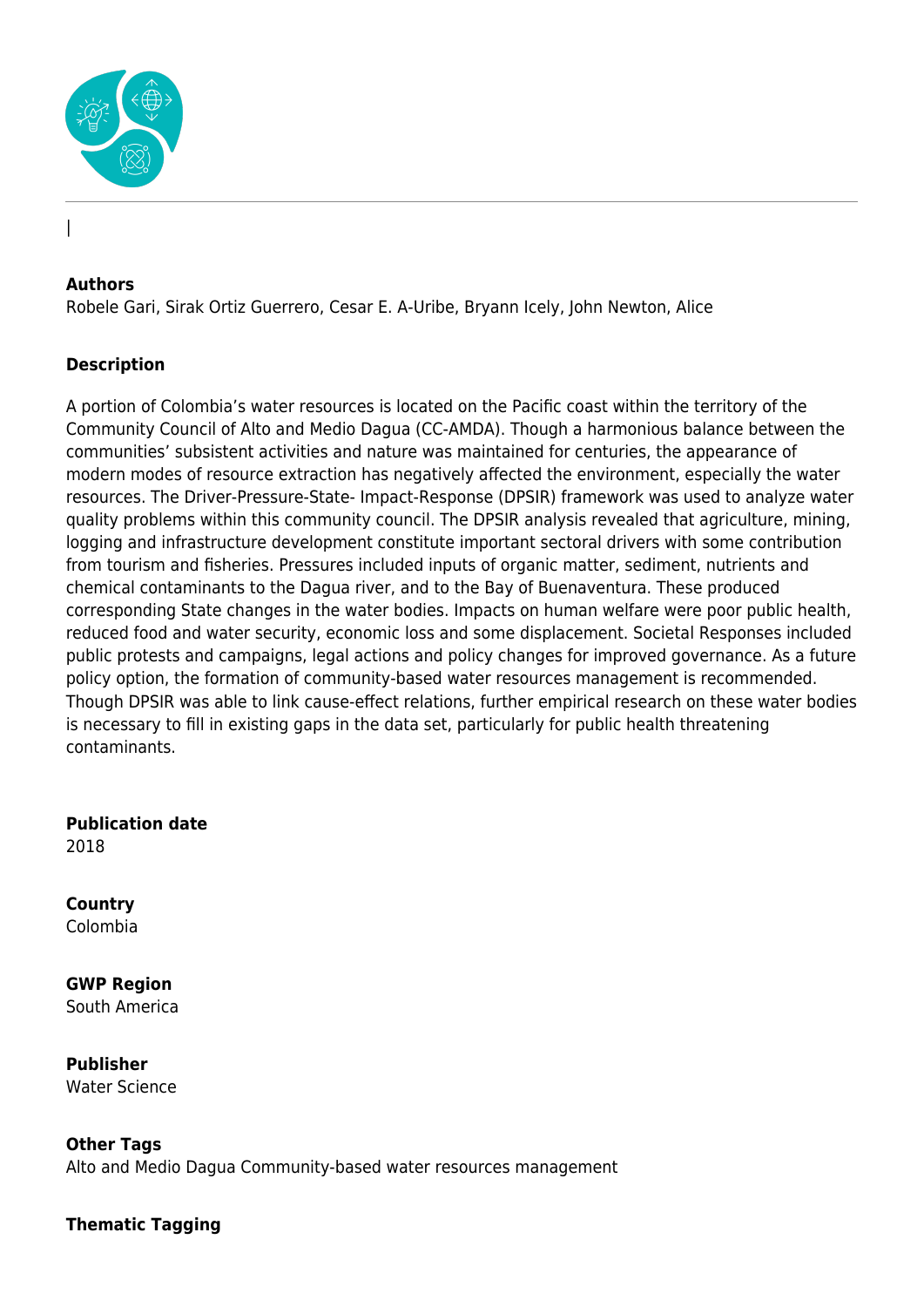|

**Authors**
Robele Gari, Sirak Ortiz Guerrero, Cesar E. A-Uribe, Bryann Icely, John Newton, Alice

**Description**

A portion of Colombia's water resources is located on the Pacific coast within the territory of the Community Council of Alto and Medio Dagua (CC-AMDA). Though a harmonious balance between the communities' subsistent activities and nature was maintained for centuries, the appearance of modern modes of resource extraction has negatively affected the environment, especially the water resources. The Driver-Pressure-State- Impact-Response (DPSIR) framework was used to analyze water quality problems within this community council. The DPSIR analysis revealed that agriculture, mining, logging and infrastructure development constitute important sectoral drivers with some contribution from tourism and fisheries. Pressures included inputs of organic matter, sediment, nutrients and chemical contaminants to the Dagua river, and to the Bay of Buenaventura. These produced corresponding State changes in the water bodies. Impacts on human welfare were poor public health, reduced food and water security, economic loss and some displacement. Societal Responses included public protests and campaigns, legal actions and policy changes for improved governance. As a future policy option, the formation of community-based water resources management is recommended. Though DPSIR was able to link cause-effect relations, further empirical research on these water bodies is necessary to fill in existing gaps in the data set, particularly for public health threatening contaminants.

**Publication date**
2018

**Country**
Colombia

**GWP Region**
South America

**Publisher**
Water Science

**Other Tags**
Alto and Medio Dagua Community-based water resources management

**Thematic Tagging**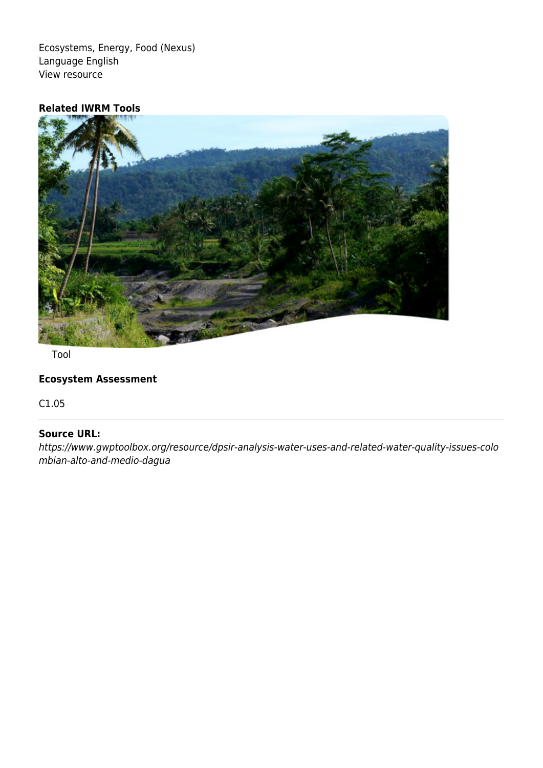Ecosystems, Energy, Food (Nexus)
Language English
View resource

**Related IWRM Tools**

Tool

**Ecosystem Assessment**

C1.05

---

**Source URL:**
*https://www.gwptoolbox.org/resource/dpsir-analysis-water-uses-and-related-water-quality-issues-colombian-alto-and-medio-dagua*